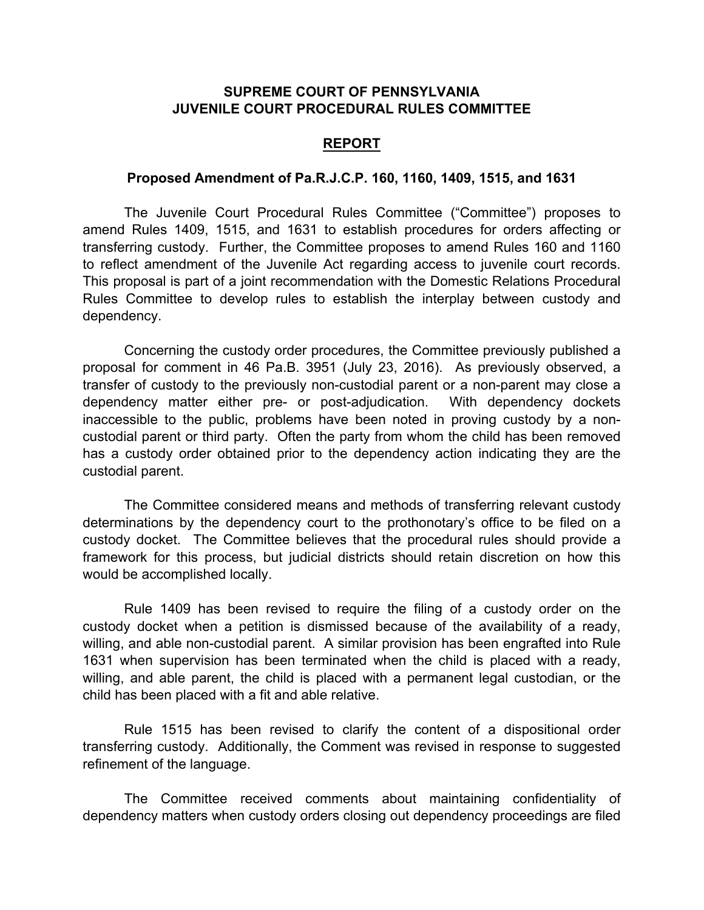**SUPREME COURT OF PENNSYLVANIA**
**JUVENILE COURT PROCEDURAL RULES COMMITTEE**

## REPORT

### Proposed Amendment of Pa.R.J.C.P. 160, 1160, 1409, 1515, and 1631

The Juvenile Court Procedural Rules Committee ("Committee") proposes to amend Rules 1409, 1515, and 1631 to establish procedures for orders affecting or transferring custody. Further, the Committee proposes to amend Rules 160 and 1160 to reflect amendment of the Juvenile Act regarding access to juvenile court records. This proposal is part of a joint recommendation with the Domestic Relations Procedural Rules Committee to develop rules to establish the interplay between custody and dependency.

Concerning the custody order procedures, the Committee previously published a proposal for comment in 46 Pa.B. 3951 (July 23, 2016). As previously observed, a transfer of custody to the previously non-custodial parent or a non-parent may close a dependency matter either pre- or post-adjudication. With dependency dockets inaccessible to the public, problems have been noted in proving custody by a non-custodial parent or third party. Often the party from whom the child has been removed has a custody order obtained prior to the dependency action indicating they are the custodial parent.

The Committee considered means and methods of transferring relevant custody determinations by the dependency court to the prothonotary's office to be filed on a custody docket. The Committee believes that the procedural rules should provide a framework for this process, but judicial districts should retain discretion on how this would be accomplished locally.

Rule 1409 has been revised to require the filing of a custody order on the custody docket when a petition is dismissed because of the availability of a ready, willing, and able non-custodial parent. A similar provision has been engrafted into Rule 1631 when supervision has been terminated when the child is placed with a ready, willing, and able parent, the child is placed with a permanent legal custodian, or the child has been placed with a fit and able relative.

Rule 1515 has been revised to clarify the content of a dispositional order transferring custody. Additionally, the Comment was revised in response to suggested refinement of the language.

The Committee received comments about maintaining confidentiality of dependency matters when custody orders closing out dependency proceedings are filed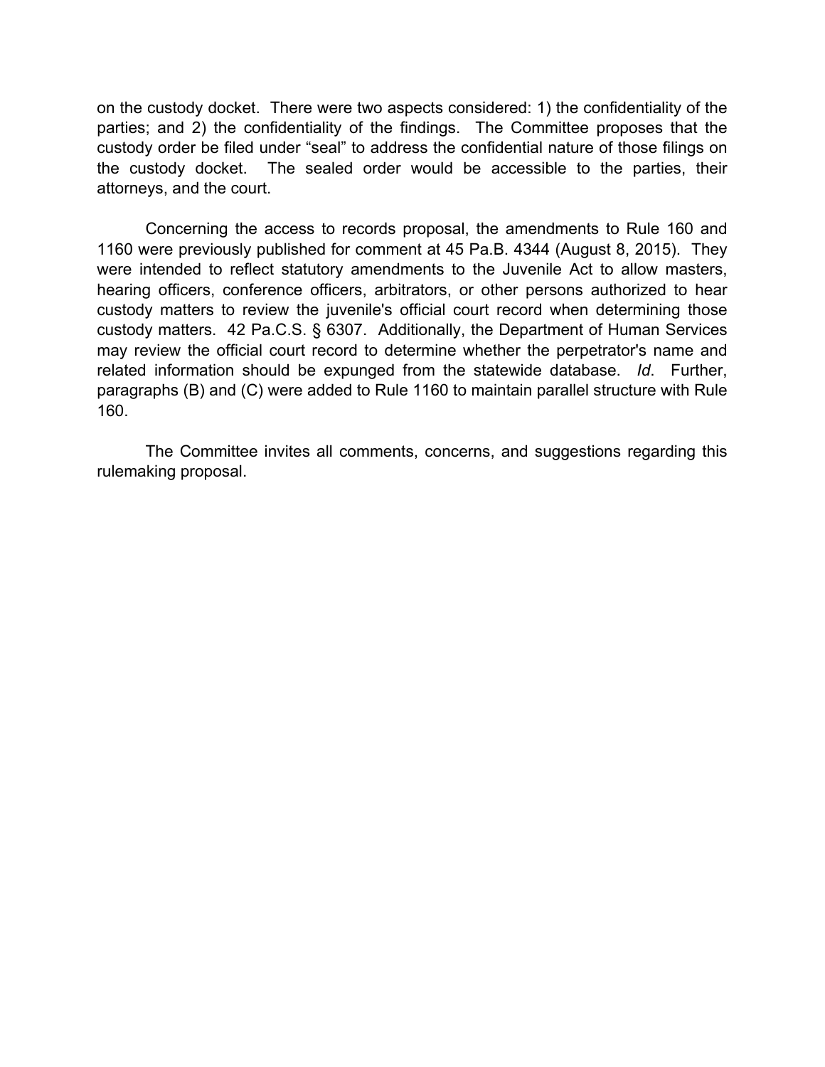on the custody docket. There were two aspects considered: 1) the confidentiality of the parties; and 2) the confidentiality of the findings. The Committee proposes that the custody order be filed under "seal" to address the confidential nature of those filings on the custody docket. The sealed order would be accessible to the parties, their attorneys, and the court.

Concerning the access to records proposal, the amendments to Rule 160 and 1160 were previously published for comment at 45 Pa.B. 4344 (August 8, 2015). They were intended to reflect statutory amendments to the Juvenile Act to allow masters, hearing officers, conference officers, arbitrators, or other persons authorized to hear custody matters to review the juvenile's official court record when determining those custody matters. 42 Pa.C.S. § 6307. Additionally, the Department of Human Services may review the official court record to determine whether the perpetrator's name and related information should be expunged from the statewide database. *Id*. Further, paragraphs (B) and (C) were added to Rule 1160 to maintain parallel structure with Rule 160.

The Committee invites all comments, concerns, and suggestions regarding this rulemaking proposal.